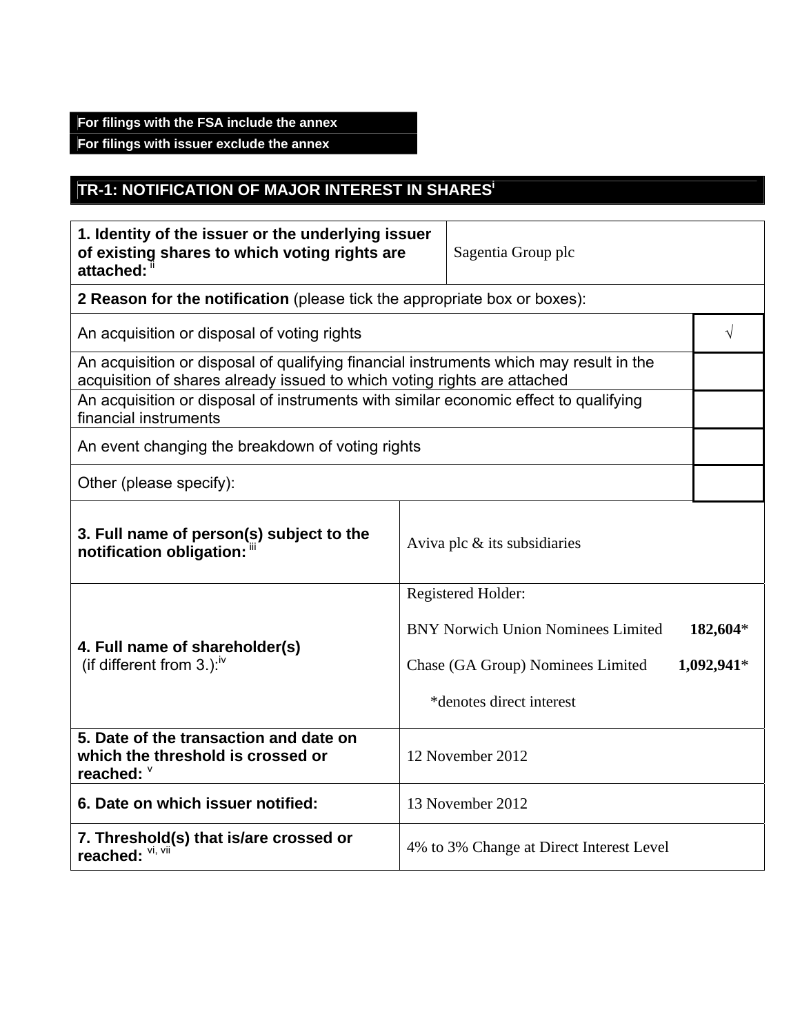**For filings with the FSA include the annex**
**For filings with issuer exclude the annex**

## TR-1: NOTIFICATION OF MAJOR INTEREST IN SHARES[i]

| **1. Identity of the issuer or the underlying issuer of existing shares to which voting rights are attached:** [ii] | Sagentia Group plc |
|---|---|

| **2 Reason for the notification** (please tick the appropriate box or boxes): | |
|---|---|
| An acquisition or disposal of voting rights | √ |
| An acquisition or disposal of qualifying financial instruments which may result in the acquisition of shares already issued to which voting rights are attached | |
| An acquisition or disposal of instruments with similar economic effect to qualifying financial instruments | |
| An event changing the breakdown of voting rights | |
| Other (please specify): | |

| **3. Full name of person(s) subject to the notification obligation:** [iii] | Aviva plc & its subsidiaries |
|---|---|
| **4. Full name of shareholder(s)** (if different from 3.):[iv] | Registered Holder:<br><br>BNY Norwich Union Nominees Limited **182,604***<br><br>Chase (GA Group) Nominees Limited **1,092,941***<br><br>*denotes direct interest |
| **5. Date of the transaction and date on which the threshold is crossed or reached:** [v] | 12 November 2012 |
| **6. Date on which issuer notified:** | 13 November 2012 |
| **7. Threshold(s) that is/are crossed or reached:** [vi, vii] | 4% to 3% Change at Direct Interest Level |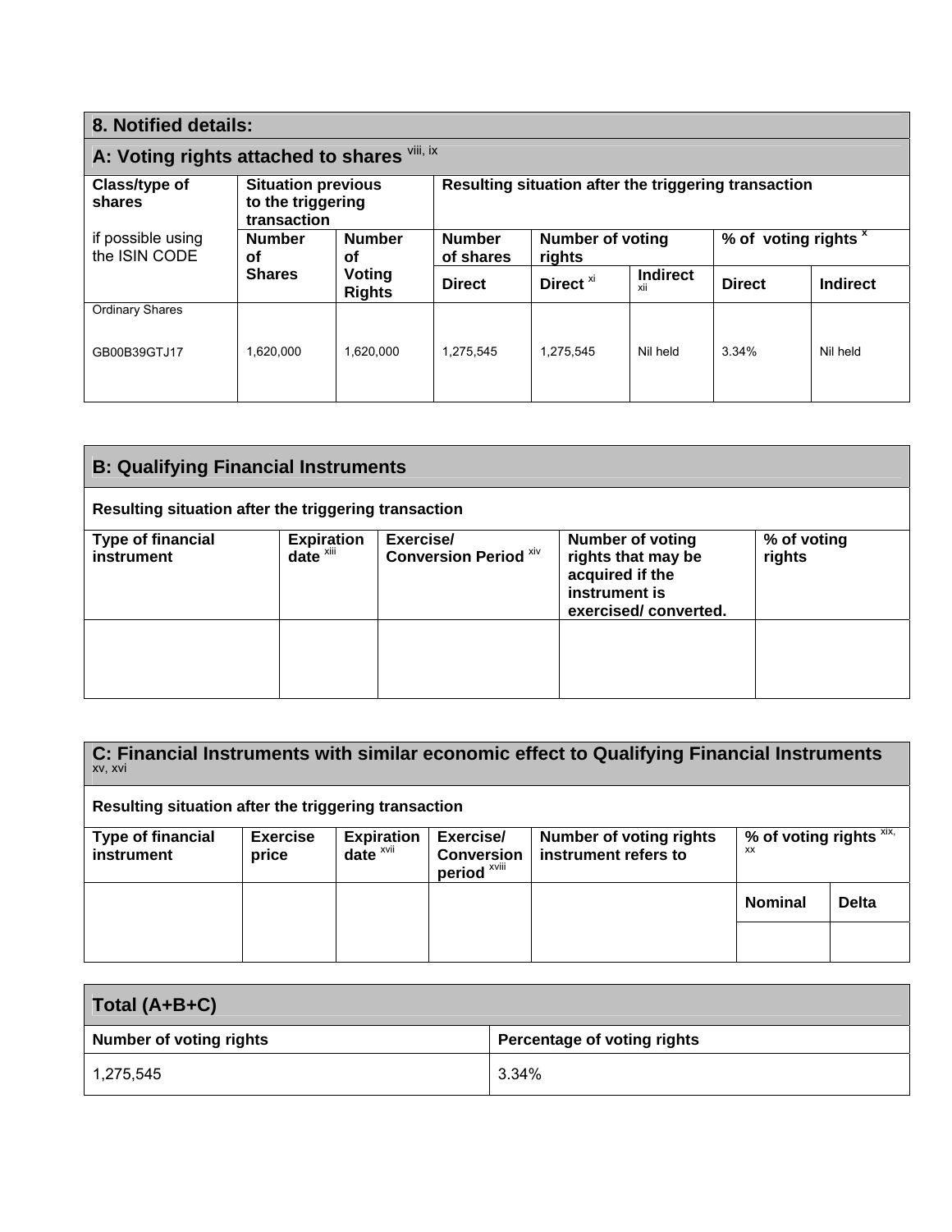## 8. Notified details:

### A: Voting rights attached to shares [viii, ix]

| Class/type of shares<br>if possible using the ISIN CODE | Situation previous to the triggering transaction | | Resulting situation after the triggering transaction | | | | |
|---|---|---|---|---|---|---|---|
| | Number of Shares | Number of Voting Rights | Number of shares | Number of voting rights | | % of voting rights [x] | |
| | | | Direct | Direct [xi] | Indirect [xii] | Direct | Indirect |
| Ordinary Shares<br>GB00B39GTJ17 | 1,620,000 | 1,620,000 | 1,275,545 | 1,275,545 | Nil held | 3.34% | Nil held |

### B: Qualifying Financial Instruments

**Resulting situation after the triggering transaction**

| Type of financial instrument | Expiration date [xiii] | Exercise/ Conversion Period [xiv] | Number of voting rights that may be acquired if the instrument is exercised/ converted. | % of voting rights |
|---|---|---|---|---|
| | | | | |

### C: Financial Instruments with similar economic effect to Qualifying Financial Instruments [xv, xvi]

**Resulting situation after the triggering transaction**

| Type of financial instrument | Exercise price | Expiration date [xvii] | Exercise/ Conversion period [xviii] | Number of voting rights instrument refers to | % of voting rights [xix, xx] | |
|---|---|---|---|---|---|---|
| | | | | | Nominal | Delta |
| | | | | | | |

### Total (A+B+C)

| Number of voting rights | Percentage of voting rights |
|---|---|
| 1,275,545 | 3.34% |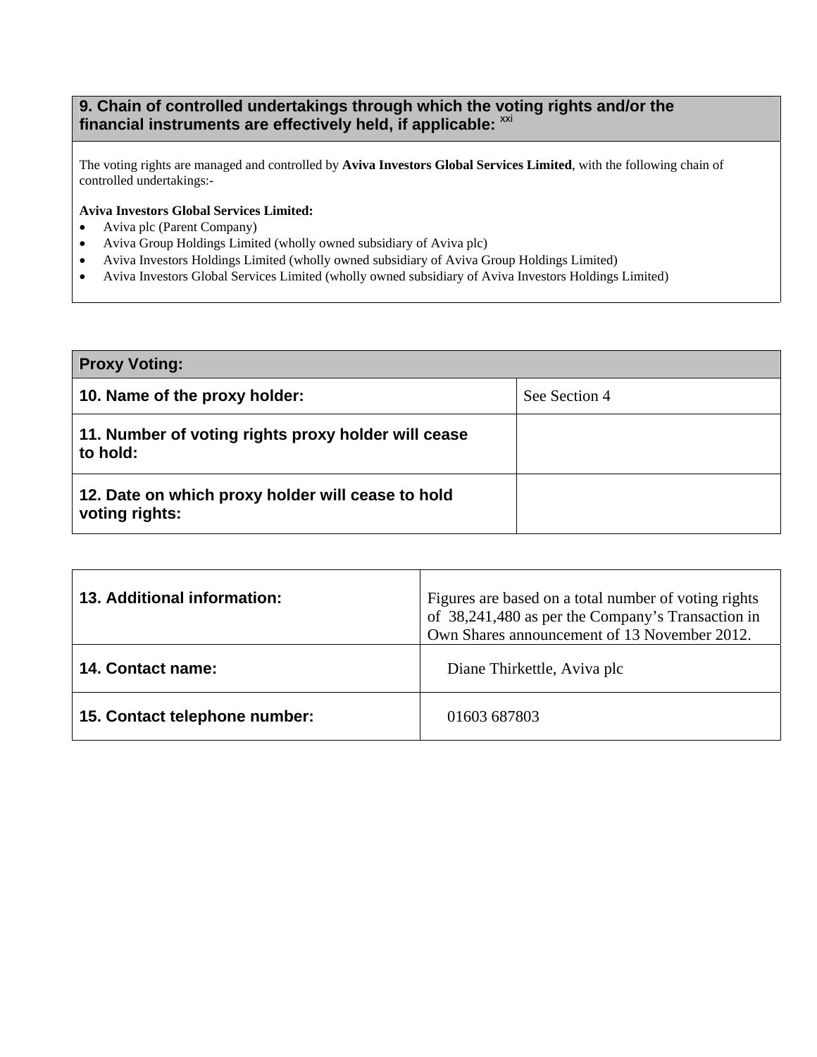| 9. Chain of controlled undertakings through which the voting rights and/or the financial instruments are effectively held, if applicable: [xxi] |
|---|
| The voting rights are managed and controlled by **Aviva Investors Global Services Limited**, with the following chain of controlled undertakings:-<br><br>**Aviva Investors Global Services Limited:**<br>• Aviva plc (Parent Company)<br>• Aviva Group Holdings Limited (wholly owned subsidiary of Aviva plc)<br>• Aviva Investors Holdings Limited (wholly owned subsidiary of Aviva Group Holdings Limited)<br>• Aviva Investors Global Services Limited (wholly owned subsidiary of Aviva Investors Holdings Limited) |

| Proxy Voting: | |
|---|---|
| **10. Name of the proxy holder:** | See Section 4 |
| **11. Number of voting rights proxy holder will cease to hold:** | |
| **12. Date on which proxy holder will cease to hold voting rights:** | |

| | |
|---|---|
| **13. Additional information:** | Figures are based on a total number of voting rights of 38,241,480 as per the Company's Transaction in Own Shares announcement of 13 November 2012. |
| **14. Contact name:** | Diane Thirkettle, Aviva plc |
| **15. Contact telephone number:** | 01603 687803 |